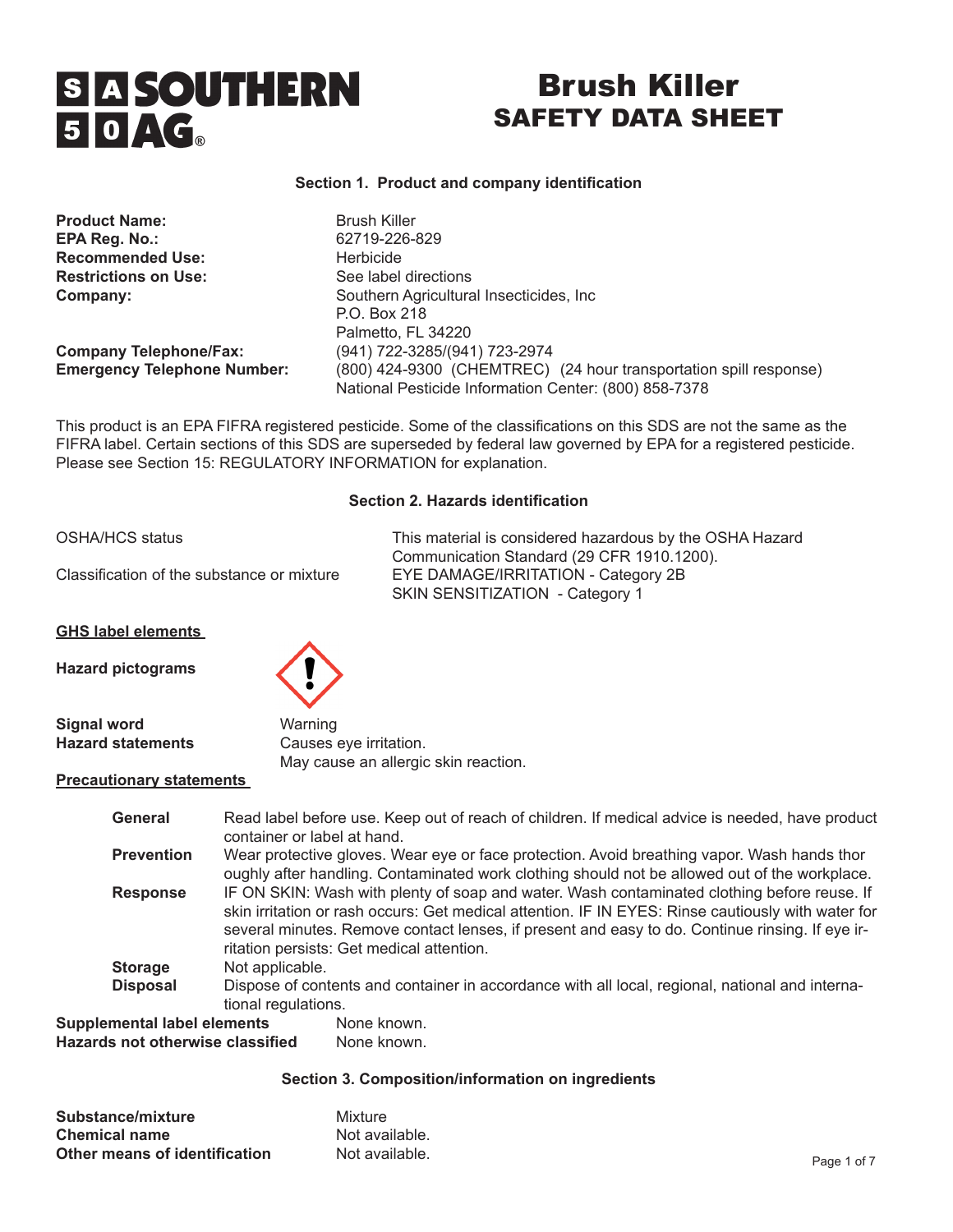# SOUTHERN AG

# Brush Killer
## SAFETY DATA SHEET

### Section 1. Product and company identification

| | |
|---|---|
| **Product Name:** | Brush Killer |
| **EPA Reg. No.:** | 62719-226-829 |
| **Recommended Use:** | Herbicide |
| **Restrictions on Use:** | See label directions |
| **Company:** | Southern Agricultural Insecticides, Inc<br>P.O. Box 218<br>Palmetto, FL 34220 |
| **Company Telephone/Fax:** | (941) 722-3285/(941) 723-2974 |
| **Emergency Telephone Number:** | (800) 424-9300 (CHEMTREC) (24 hour transportation spill response)<br>National Pesticide Information Center: (800) 858-7378 |

This product is an EPA FIFRA registered pesticide. Some of the classifications on this SDS are not the same as the FIFRA label. Certain sections of this SDS are superseded by federal law governed by EPA for a registered pesticide. Please see Section 15: REGULATORY INFORMATION for explanation.

### Section 2. Hazards identification

| | |
|---|---|
| OSHA/HCS status | This material is considered hazardous by the OSHA Hazard Communication Standard (29 CFR 1910.1200). |
| Classification of the substance or mixture | EYE DAMAGE/IRRITATION - Category 2B<br>SKIN SENSITIZATION - Category 1 |

**GHS label elements**

**Hazard pictograms**

**Signal word** Warning

**Hazard statements** Causes eye irritation.
May cause an allergic skin reaction.

**Precautionary statements**

**General** Read label before use. Keep out of reach of children. If medical advice is needed, have product container or label at hand.

**Prevention** Wear protective gloves. Wear eye or face protection. Avoid breathing vapor. Wash hands thoroughly after handling. Contaminated work clothing should not be allowed out of the workplace.

**Response** IF ON SKIN: Wash with plenty of soap and water. Wash contaminated clothing before reuse. If skin irritation or rash occurs: Get medical attention. IF IN EYES: Rinse cautiously with water for several minutes. Remove contact lenses, if present and easy to do. Continue rinsing. If eye irritation persists: Get medical attention.

**Storage** Not applicable.

**Disposal** Dispose of contents and container in accordance with all local, regional, national and international regulations.

**Supplemental label elements** None known.

**Hazards not otherwise classified** None known.

### Section 3. Composition/information on ingredients

| | |
|---|---|
| **Substance/mixture** | Mixture |
| **Chemical name** | Not available. |
| **Other means of identification** | Not available. |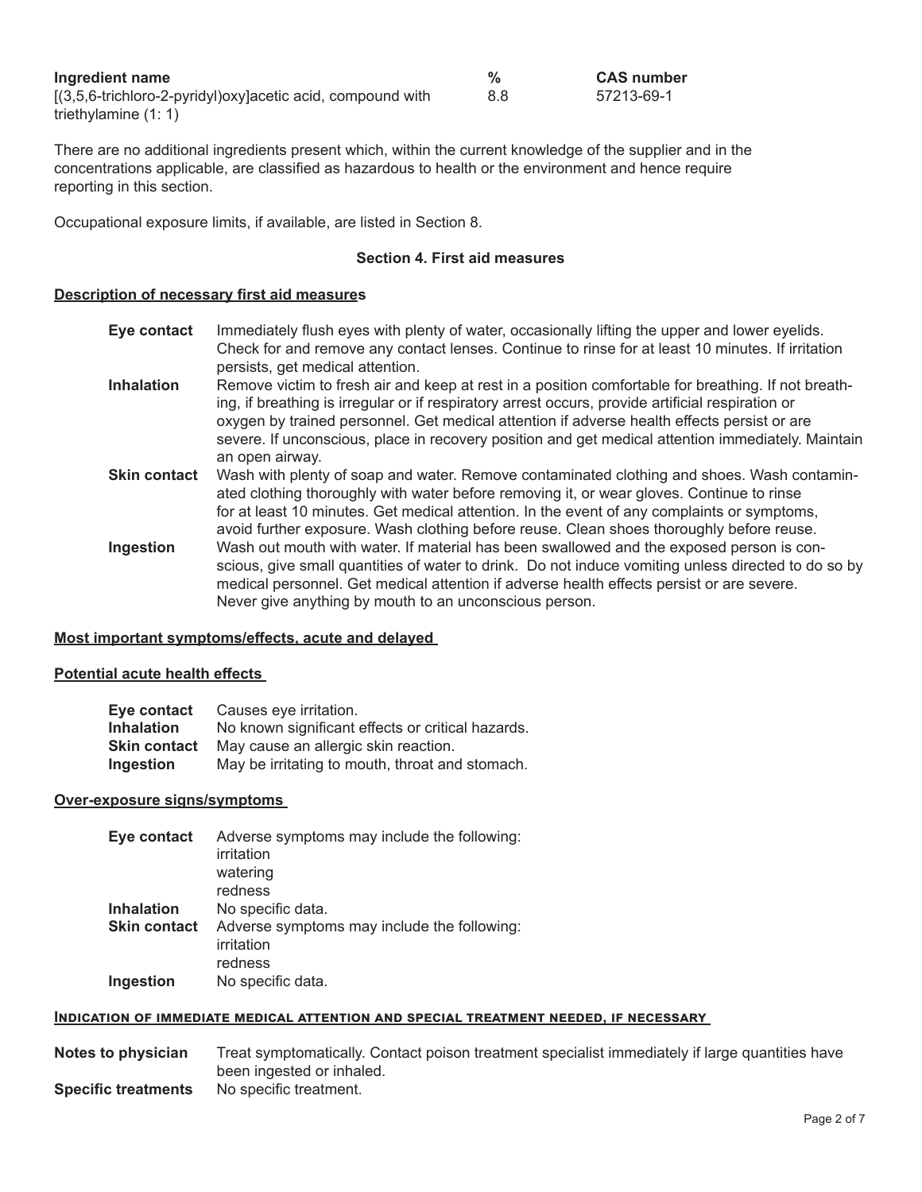| Ingredient name | % | CAS number |
|---|---|---|
| [(3,5,6-trichloro-2-pyridyl)oxy]acetic acid, compound with triethylamine (1: 1) | 8.8 | 57213-69-1 |

There are no additional ingredients present which, within the current knowledge of the supplier and in the concentrations applicable, are classified as hazardous to health or the environment and hence require reporting in this section.

Occupational exposure limits, if available, are listed in Section 8.

## Section 4. First aid measures

### Description of necessary first aid measures

**Eye contact** Immediately flush eyes with plenty of water, occasionally lifting the upper and lower eyelids. Check for and remove any contact lenses. Continue to rinse for at least 10 minutes. If irritation persists, get medical attention.

**Inhalation** Remove victim to fresh air and keep at rest in a position comfortable for breathing. If not breathing, if breathing is irregular or if respiratory arrest occurs, provide artificial respiration or oxygen by trained personnel. Get medical attention if adverse health effects persist or are severe. If unconscious, place in recovery position and get medical attention immediately. Maintain an open airway.

**Skin contact** Wash with plenty of soap and water. Remove contaminated clothing and shoes. Wash contaminated clothing thoroughly with water before removing it, or wear gloves. Continue to rinse for at least 10 minutes. Get medical attention. In the event of any complaints or symptoms, avoid further exposure. Wash clothing before reuse. Clean shoes thoroughly before reuse.

**Ingestion** Wash out mouth with water. If material has been swallowed and the exposed person is conscious, give small quantities of water to drink. Do not induce vomiting unless directed to do so by medical personnel. Get medical attention if adverse health effects persist or are severe. Never give anything by mouth to an unconscious person.

### Most important symptoms/effects, acute and delayed

### Potential acute health effects

**Eye contact** Causes eye irritation.
**Inhalation** No known significant effects or critical hazards.
**Skin contact** May cause an allergic skin reaction.
**Ingestion** May be irritating to mouth, throat and stomach.

### Over-exposure signs/symptoms

**Eye contact** Adverse symptoms may include the following:
irritation
watering
redness

**Inhalation** No specific data.

**Skin contact** Adverse symptoms may include the following:
irritation
redness

**Ingestion** No specific data.

### Indication of immediate medical attention and special treatment needed, if necessary

**Notes to physician** Treat symptomatically. Contact poison treatment specialist immediately if large quantities have been ingested or inhaled.

**Specific treatments** No specific treatment.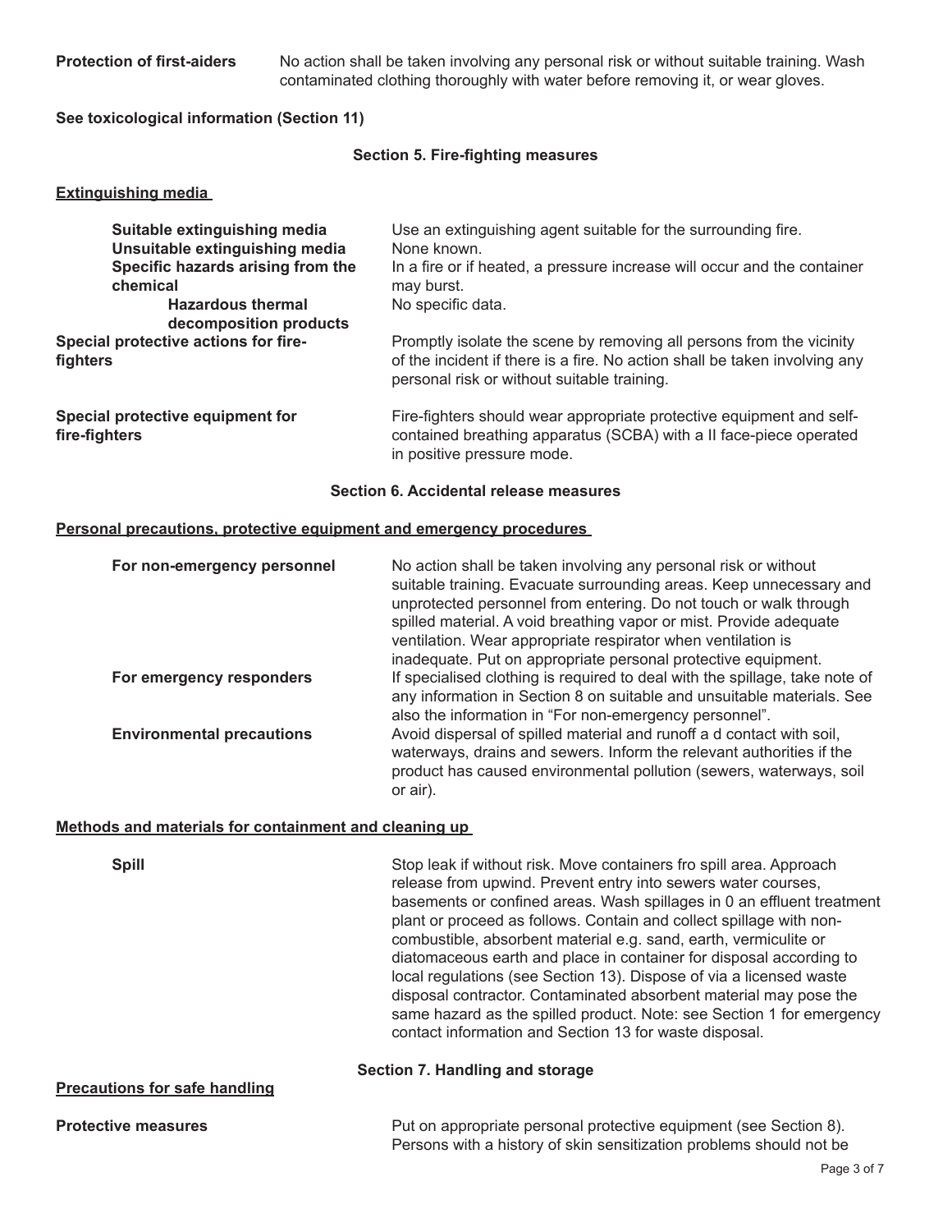**Protection of first-aiders** No action shall be taken involving any personal risk or without suitable training. Wash contaminated clothing thoroughly with water before removing it, or wear gloves.

**See toxicological information (Section 11)**

## Section 5. Fire-fighting measures

**Extinguishing media**

| | |
|---|---|
| **Suitable extinguishing media** | Use an extinguishing agent suitable for the surrounding fire. |
| **Unsuitable extinguishing media** | None known. |
| **Specific hazards arising from the chemical** | In a fire or if heated, a pressure increase will occur and the container may burst. |
| **Hazardous thermal decomposition products** | No specific data. |
| **Special protective actions for fire-fighters** | Promptly isolate the scene by removing all persons from the vicinity of the incident if there is a fire. No action shall be taken involving any personal risk or without suitable training. |
| **Special protective equipment for fire-fighters** | Fire-fighters should wear appropriate protective equipment and self-contained breathing apparatus (SCBA) with a II face-piece operated in positive pressure mode. |

## Section 6. Accidental release measures

**Personal precautions, protective equipment and emergency procedures**

| | |
|---|---|
| **For non-emergency personnel** | No action shall be taken involving any personal risk or without suitable training. Evacuate surrounding areas. Keep unnecessary and unprotected personnel from entering. Do not touch or walk through spilled material. A void breathing vapor or mist. Provide adequate ventilation. Wear appropriate respirator when ventilation is inadequate. Put on appropriate personal protective equipment. |
| **For emergency responders** | If specialised clothing is required to deal with the spillage, take note of any information in Section 8 on suitable and unsuitable materials. See also the information in "For non-emergency personnel". |
| **Environmental precautions** | Avoid dispersal of spilled material and runoff a d contact with soil, waterways, drains and sewers. Inform the relevant authorities if the product has caused environmental pollution (sewers, waterways, soil or air). |

**Methods and materials for containment and cleaning up**

| | |
|---|---|
| **Spill** | Stop leak if without risk. Move containers fro spill area. Approach release from upwind. Prevent entry into sewers water courses, basements or confined areas. Wash spillages in 0 an effluent treatment plant or proceed as follows. Contain and collect spillage with non-combustible, absorbent material e.g. sand, earth, vermiculite or diatomaceous earth and place in container for disposal according to local regulations (see Section 13). Dispose of via a licensed waste disposal contractor. Contaminated absorbent material may pose the same hazard as the spilled product. Note: see Section 1 for emergency contact information and Section 13 for waste disposal. |

## Section 7. Handling and storage

**Precautions for safe handling**

**Protective measures** Put on appropriate personal protective equipment (see Section 8). Persons with a history of skin sensitization problems should not be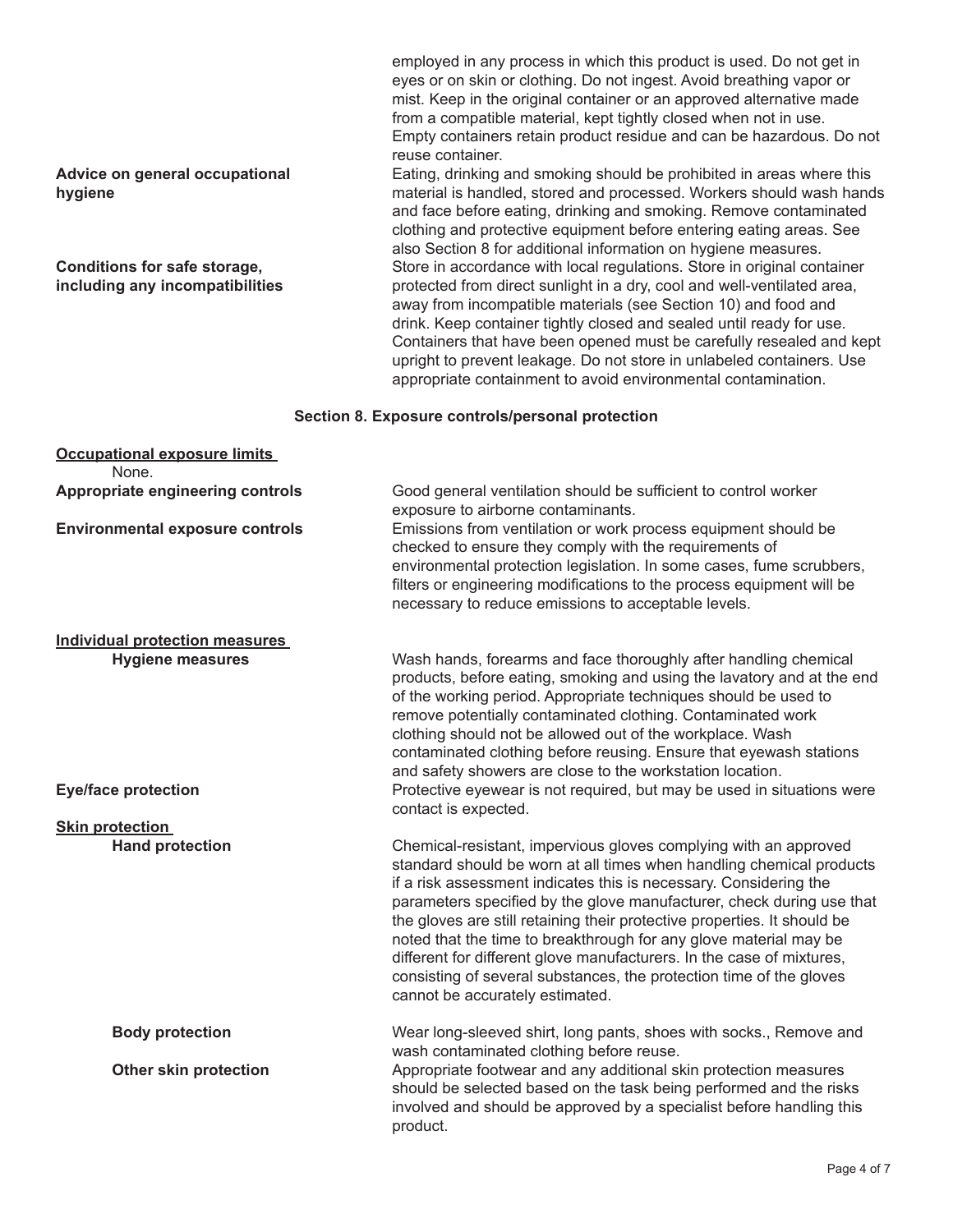employed in any process in which this product is used. Do not get in eyes or on skin or clothing. Do not ingest. Avoid breathing vapor or mist. Keep in the original container or an approved alternative made from a compatible material, kept tightly closed when not in use. Empty containers retain product residue and can be hazardous. Do not reuse container.

**Advice on general occupational hygiene**

Eating, drinking and smoking should be prohibited in areas where this material is handled, stored and processed. Workers should wash hands and face before eating, drinking and smoking. Remove contaminated clothing and protective equipment before entering eating areas. See also Section 8 for additional information on hygiene measures.

**Conditions for safe storage, including any incompatibilities**

Store in accordance with local regulations. Store in original container protected from direct sunlight in a dry, cool and well-ventilated area, away from incompatible materials (see Section 10) and food and drink. Keep container tightly closed and sealed until ready for use. Containers that have been opened must be carefully resealed and kept upright to prevent leakage. Do not store in unlabeled containers. Use appropriate containment to avoid environmental contamination.

## Section 8. Exposure controls/personal protection

**Occupational exposure limits**

None.

**Appropriate engineering controls**

Good general ventilation should be sufficient to control worker exposure to airborne contaminants.

**Environmental exposure controls**

Emissions from ventilation or work process equipment should be checked to ensure they comply with the requirements of environmental protection legislation. In some cases, fume scrubbers, filters or engineering modifications to the process equipment will be necessary to reduce emissions to acceptable levels.

**Individual protection measures**

**Hygiene measures**

Wash hands, forearms and face thoroughly after handling chemical products, before eating, smoking and using the lavatory and at the end of the working period. Appropriate techniques should be used to remove potentially contaminated clothing. Contaminated work clothing should not be allowed out of the workplace. Wash contaminated clothing before reusing. Ensure that eyewash stations and safety showers are close to the workstation location.

**Eye/face protection**

Protective eyewear is not required, but may be used in situations were contact is expected.

**Skin protection**

**Hand protection**

Chemical-resistant, impervious gloves complying with an approved standard should be worn at all times when handling chemical products if a risk assessment indicates this is necessary. Considering the parameters specified by the glove manufacturer, check during use that the gloves are still retaining their protective properties. It should be noted that the time to breakthrough for any glove material may be different for different glove manufacturers. In the case of mixtures, consisting of several substances, the protection time of the gloves cannot be accurately estimated.

**Body protection**

Wear long-sleeved shirt, long pants, shoes with socks., Remove and wash contaminated clothing before reuse.

**Other skin protection**

Appropriate footwear and any additional skin protection measures should be selected based on the task being performed and the risks involved and should be approved by a specialist before handling this product.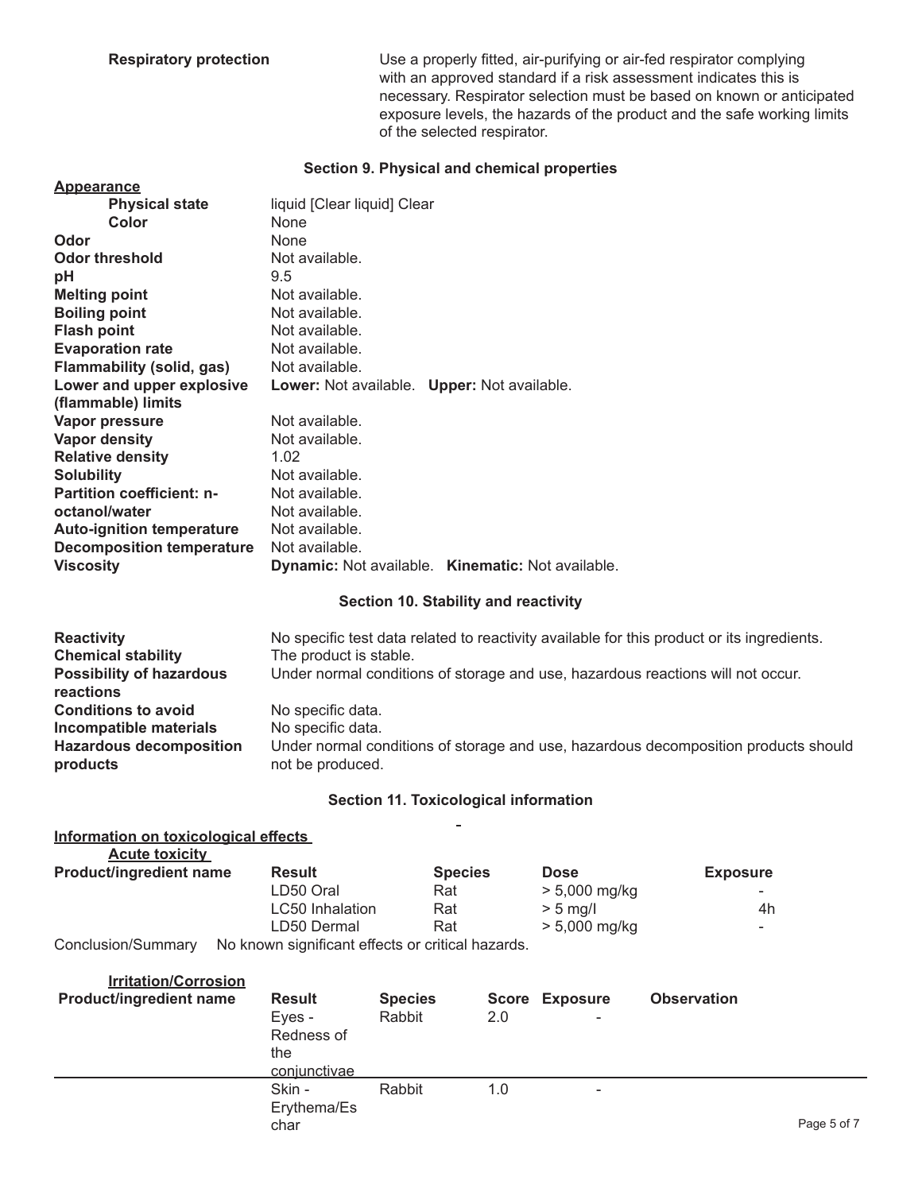**Respiratory protection** Use a properly fitted, air-purifying or air-fed respirator complying with an approved standard if a risk assessment indicates this is necessary. Respirator selection must be based on known or anticipated exposure levels, the hazards of the product and the safe working limits of the selected respirator.

## Section 9. Physical and chemical properties

**Appearance**

| | |
|---|---|
| **Physical state** | liquid [Clear liquid] Clear |
| **Color** | None |
| **Odor** | None |
| **Odor threshold** | Not available. |
| **pH** | 9.5 |
| **Melting point** | Not available. |
| **Boiling point** | Not available. |
| **Flash point** | Not available. |
| **Evaporation rate** | Not available. |
| **Flammability (solid, gas)** | Not available. |
| **Lower and upper explosive (flammable) limits** | **Lower:** Not available. **Upper:** Not available. |
| **Vapor pressure** | Not available. |
| **Vapor density** | Not available. |
| **Relative density** | 1.02 |
| **Solubility** | Not available. |
| **Partition coefficient: n-octanol/water** | Not available. |
| **Auto-ignition temperature** | Not available. |
| **Decomposition temperature** | Not available. |
| **Viscosity** | **Dynamic:** Not available. **Kinematic:** Not available. |

## Section 10. Stability and reactivity

| | |
|---|---|
| **Reactivity** | No specific test data related to reactivity available for this product or its ingredients. |
| **Chemical stability** | The product is stable. |
| **Possibility of hazardous reactions** | Under normal conditions of storage and use, hazardous reactions will not occur. |
| **Conditions to avoid** | No specific data. |
| **Incompatible materials** | No specific data. |
| **Hazardous decomposition products** | Under normal conditions of storage and use, hazardous decomposition products should not be produced. |

## Section 11. Toxicological information

**Information on toxicological effects**

**Acute toxicity**

| Product/ingredient name | Result | Species | Dose | Exposure |
|---|---|---|---|---|
| | LD50 Oral | Rat | > 5,000 mg/kg | - |
| | LC50 Inhalation | Rat | > 5 mg/l | 4h |
| | LD50 Dermal | Rat | > 5,000 mg/kg | - |

Conclusion/Summary No known significant effects or critical hazards.

**Irritation/Corrosion**

| Product/ingredient name | Result | Species | Score | Exposure | Observation |
|---|---|---|---|---|---|
| | Eyes - Redness of the conjunctivae | Rabbit | 2.0 | - | |
| | Skin - Erythema/Eschar | Rabbit | 1.0 | - | |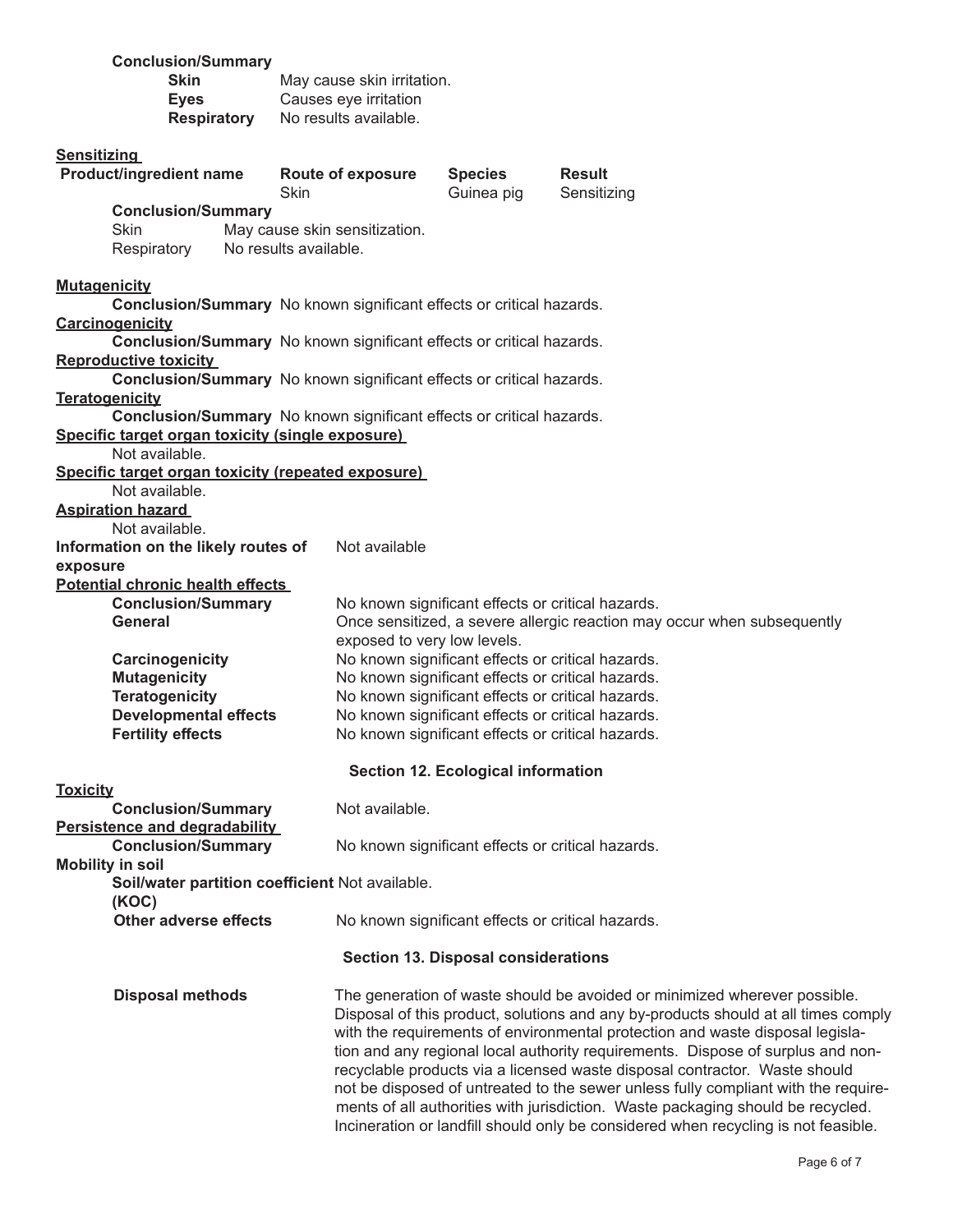**Conclusion/Summary**

| | |
|---|---|
| **Skin** | May cause skin irritation. |
| **Eyes** | Causes eye irritation |
| **Respiratory** | No results available. |

**Sensitizing**

| Product/ingredient name | Route of exposure | Species | Result |
|---|---|---|---|
| | Skin | Guinea pig | Sensitizing |

**Conclusion/Summary**

| | |
|---|---|
| Skin | May cause skin sensitization. |
| Respiratory | No results available. |

**Mutagenicity**

**Conclusion/Summary** No known significant effects or critical hazards.

**Carcinogenicity**

**Conclusion/Summary** No known significant effects or critical hazards.

**Reproductive toxicity**

**Conclusion/Summary** No known significant effects or critical hazards.

**Teratogenicity**

**Conclusion/Summary** No known significant effects or critical hazards.

**Specific target organ toxicity (single exposure)**

Not available.

**Specific target organ toxicity (repeated exposure)**

Not available.

**Aspiration hazard**

Not available.

**Information on the likely routes of exposure** Not available

**Potential chronic health effects**

| | |
|---|---|
| **Conclusion/Summary** | No known significant effects or critical hazards. |
| **General** | Once sensitized, a severe allergic reaction may occur when subsequently exposed to very low levels. |
| **Carcinogenicity** | No known significant effects or critical hazards. |
| **Mutagenicity** | No known significant effects or critical hazards. |
| **Teratogenicity** | No known significant effects or critical hazards. |
| **Developmental effects** | No known significant effects or critical hazards. |
| **Fertility effects** | No known significant effects or critical hazards. |

## Section 12. Ecological information

**Toxicity**

**Conclusion/Summary** Not available.

**Persistence and degradability**

**Conclusion/Summary** No known significant effects or critical hazards.

**Mobility in soil**

**Soil/water partition coefficient (KOC)** Not available.

**Other adverse effects** No known significant effects or critical hazards.

## Section 13. Disposal considerations

**Disposal methods** The generation of waste should be avoided or minimized wherever possible. Disposal of this product, solutions and any by-products should at all times comply with the requirements of environmental protection and waste disposal legislation and any regional local authority requirements. Dispose of surplus and non-recyclable products via a licensed waste disposal contractor. Waste should not be disposed of untreated to the sewer unless fully compliant with the requirements of all authorities with jurisdiction. Waste packaging should be recycled. Incineration or landfill should only be considered when recycling is not feasible.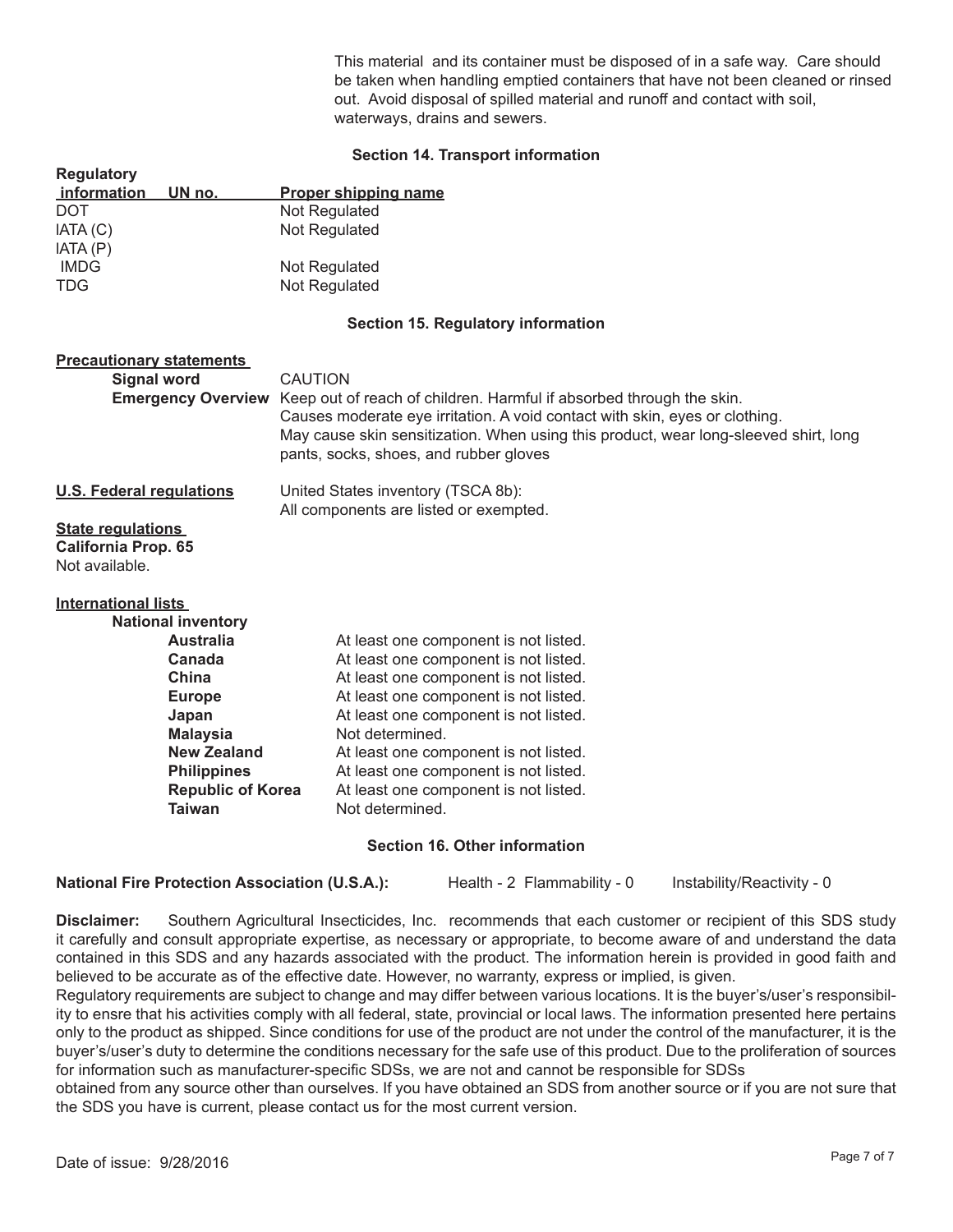This material and its container must be disposed of in a safe way. Care should be taken when handling emptied containers that have not been cleaned or rinsed out. Avoid disposal of spilled material and runoff and contact with soil, waterways, drains and sewers.

## Section 14. Transport information

| Regulatory information | UN no. | Proper shipping name |
|---|---|---|
| DOT | | Not Regulated |
| IATA (C) | | Not Regulated |
| IATA (P) | | |
| IMDG | | Not Regulated |
| TDG | | Not Regulated |

## Section 15. Regulatory information

**Precautionary statements**

**Signal word** CAUTION

**Emergency Overview** Keep out of reach of children. Harmful if absorbed through the skin. Causes moderate eye irritation. A void contact with skin, eyes or clothing. May cause skin sensitization. When using this product, wear long-sleeved shirt, long pants, socks, shoes, and rubber gloves

**U.S. Federal regulations** United States inventory (TSCA 8b): All components are listed or exempted.

**State regulations**

**California Prop. 65**

Not available.

**International lists**

**National inventory**

| | |
|---|---|
| **Australia** | At least one component is not listed. |
| **Canada** | At least one component is not listed. |
| **China** | At least one component is not listed. |
| **Europe** | At least one component is not listed. |
| **Japan** | At least one component is not listed. |
| **Malaysia** | Not determined. |
| **New Zealand** | At least one component is not listed. |
| **Philippines** | At least one component is not listed. |
| **Republic of Korea** | At least one component is not listed. |
| **Taiwan** | Not determined. |

## Section 16. Other information

**National Fire Protection Association (U.S.A.):** Health - 2 Flammability - 0 Instability/Reactivity - 0

**Disclaimer:** Southern Agricultural Insecticides, Inc. recommends that each customer or recipient of this SDS study it carefully and consult appropriate expertise, as necessary or appropriate, to become aware of and understand the data contained in this SDS and any hazards associated with the product. The information herein is provided in good faith and believed to be accurate as of the effective date. However, no warranty, express or implied, is given.

Regulatory requirements are subject to change and may differ between various locations. It is the buyer's/user's responsibility to ensre that his activities comply with all federal, state, provincial or local laws. The information presented here pertains only to the product as shipped. Since conditions for use of the product are not under the control of the manufacturer, it is the buyer's/user's duty to determine the conditions necessary for the safe use of this product. Due to the proliferation of sources for information such as manufacturer-specific SDSs, we are not and cannot be responsible for SDSs obtained from any source other than ourselves. If you have obtained an SDS from another source or if you are not sure that the SDS you have is current, please contact us for the most current version.

Date of issue: 9/28/2016